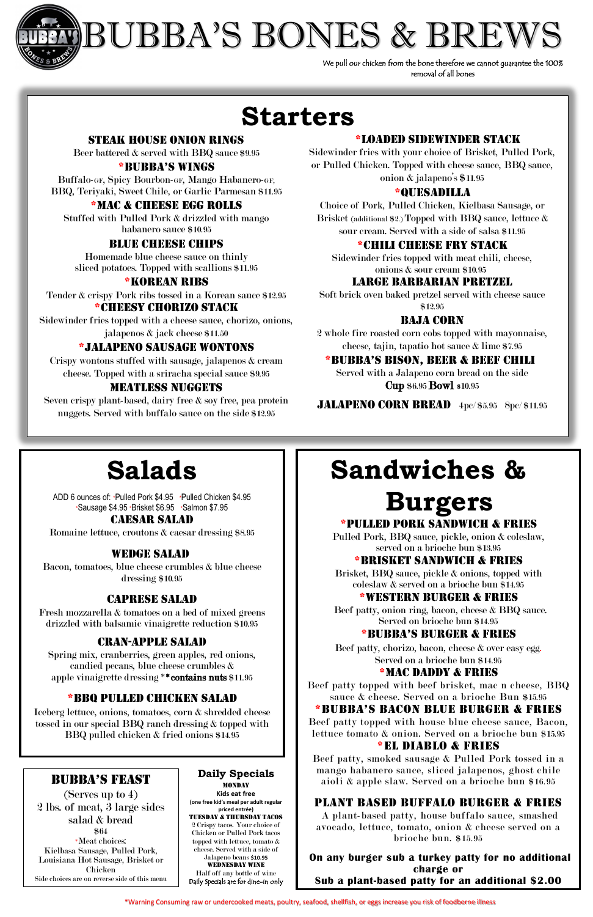# BUBBA'S BONES & BREWS

We pull our chicken from the bone therefore we cannot guarantee the 100% removal of all bones

## Starters

**STEAK HOUSE ONION RINGS**
Beer battered & served with BBQ sauce $9.95

***BUBBA'S WINGS**
Buffalo-GF, Spicy Bourbon-GF, Mango Habanero-GF, BBQ, Teriyaki, Sweet Chile, or Garlic Parmesan $11.95

***MAC & CHEESE EGG ROLLS**
Stuffed with Pulled Pork & drizzled with mango habanero sauce $10.95

**BLUE CHEESE CHIPS**
Homemade blue cheese sauce on thinly sliced potatoes. Topped with scallions $11.95

***KOREAN RIBS**
Tender & crispy Pork ribs tossed in a Korean sauce $12.95

***CHEESY CHORIZO STACK**
Sidewinder fries topped with a cheese sauce, chorizo, onions, jalapenos & jack cheese $11.50

***JALAPENO SAUSAGE WONTONS**
Crispy wontons stuffed with sausage, jalapenos & cream cheese. Topped with a sriracha special sauce $9.95

**MEATLESS NUGGETS**
Seven crispy plant-based, dairy free & soy free, pea protein nuggets. Served with buffalo sauce on the side $12.95

***LOADED SIDEWINDER STACK**
Sidewinder fries with your choice of Brisket, Pulled Pork, or Pulled Chicken. Topped with cheese sauce, BBQ sauce, onion & jalapeno's $11.95

***QUESADILLA**
Choice of Pork, Pulled Chicken, Kielbasa Sausage, or Brisket (additional $2.) Topped with BBQ sauce, lettuce & sour cream. Served with a side of salsa $11.95

***CHILI CHEESE FRY STACK**
Sidewinder fries topped with meat chili, cheese, onions & sour cream $10.95

**LARGE BARBARIAN PRETZEL**
Soft brick oven baked pretzel served with cheese sauce $12.95

**BAJA CORN**
2 whole fire roasted corn cobs topped with mayonnaise, cheese, tajin, tapatio hot sauce & lime $7.95

***BUBBA'S BISON, BEER & BEEF CHILI**
Served with a Jalapeno corn bread on the side
**Cup** $6.95 **Bowl** $10.95

**JALAPENO CORN BREAD** 4pc/ $5.95 8pc/ $11.95

## Salads

ADD 6 ounces of: *Pulled Pork $4.95 *Pulled Chicken $4.95 *Sausage $4.95 *Brisket $6.95 *Salmon $7.95

**CAESAR SALAD**
Romaine lettuce, croutons & caesar dressing $8.95

**WEDGE SALAD**
Bacon, tomatoes, blue cheese crumbles & blue cheese dressing $10.95

**CAPRESE SALAD**
Fresh mozzarella & tomatoes on a bed of mixed greens drizzled with balsamic vinaigrette reduction $10.95

**CRAN-APPLE SALAD**
Spring mix, cranberries, green apples, red onions, candied pecans, blue cheese crumbles & apple vinaigrette dressing ****contains nuts** $11.95

***BBQ PULLED CHICKEN SALAD**
Iceberg lettuce, onions, tomatoes, corn & shredded cheese tossed in our special BBQ ranch dressing & topped with BBQ pulled chicken & fried onions $14.95

## BUBBA'S FEAST

(Serves up to 4)
2 lbs. of meat, 3 large sides
salad & bread
$64

*Meat choices:
Kielbasa Sausage, Pulled Pork, Louisiana Hot Sausage, Brisket or Chicken

Side choices are on reverse side of this menu

## Daily Specials

**MONDAY**
**Kids eat free**
**(one free kid's meal per adult regular priced entrée)**

**TUESDAY & THURSDAY TACOS**
2 Crispy tacos. Your choice of Chicken or Pulled Pork tacos topped with lettuce, tomato & cheese. Served with a side of Jalapeno beans **$10.95**

**WEDNESDAY WINE**
Half off any bottle of wine

Daily Specials are for dine-in only

## Sandwiches & Burgers

***PULLED PORK SANDWICH & FRIES**
Pulled Pork, BBQ sauce, pickle, onion & coleslaw, served on a brioche bun $13.95

***BRISKET SANDWICH & FRIES**
Brisket, BBQ sauce, pickle & onions, topped with coleslaw & served on a brioche bun $14.95

***WESTERN BURGER & FRIES**
Beef patty, onion ring, bacon, cheese & BBQ sauce. Served on brioche bun $14.95

***BUBBA'S BURGER & FRIES**
Beef patty, chorizo, bacon, cheese & over easy egg. Served on a brioche bun $14.95

***MAC DADDY & FRIES**
Beef patty topped with beef brisket, mac n cheese, BBQ sauce & cheese. Served on a brioche Bun $15.95

***BUBBA'S BACON BLUE BURGER & FRIES**
Beef patty topped with house blue cheese sauce, Bacon, lettuce tomato & onion. Served on a brioche bun $15.95

***EL DIABLO & FRIES**
Beef patty, smoked sausage & Pulled Pork tossed in a mango habanero sauce, sliced jalapenos, ghost chile aioli & apple slaw. Served on a brioche bun $16.95

**PLANT BASED BUFFALO BURGER & FRIES**
A plant-based patty, house buffalo sauce, smashed avocado, lettuce, tomato, onion & cheese served on a brioche bun. $15.95

**On any burger sub a turkey patty for no additional charge or**
**Sub a plant-based patty for an additional $2.00**

*Warning Consuming raw or undercooked meats, poultry, seafood, shellfish, or eggs increase you risk of foodborne illness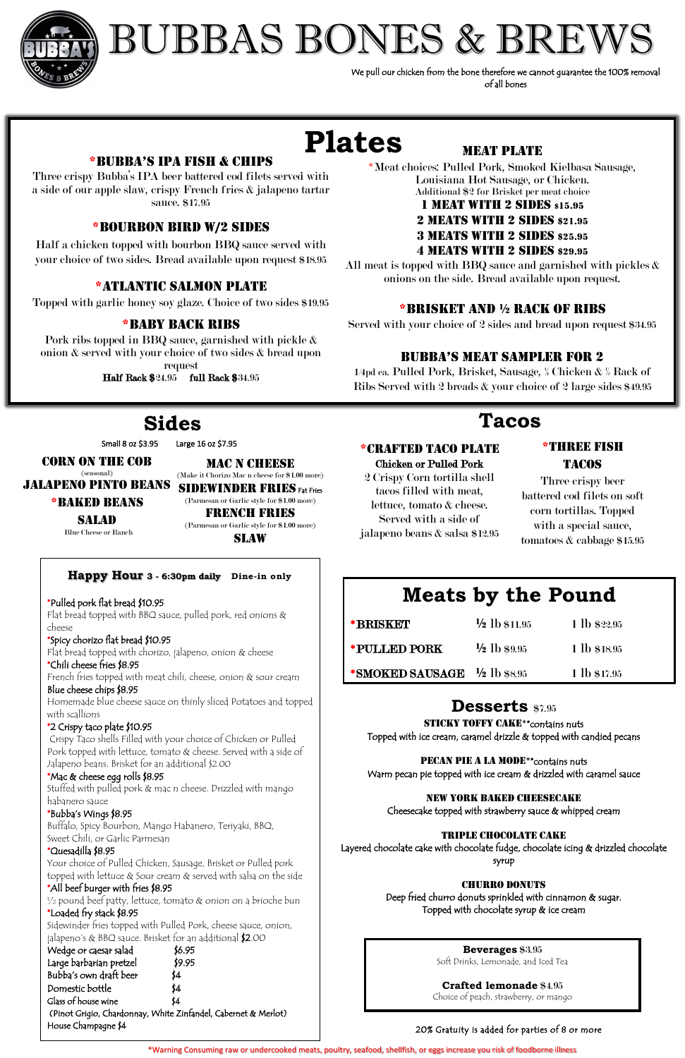# BUBBAS BONES & BREWS

We pull our chicken from the bone therefore we cannot guarantee the 100% removal of all bones

## Plates

### *BUBBA'S IPA FISH & CHIPS

Three crispy Bubba's IPA beer battered cod filets served with a side of our apple slaw, crispy French fries & jalapeno tartar sauce. $17.95

### *BOURBON BIRD W/2 SIDES

Half a chicken topped with bourbon BBQ sauce served with your choice of two sides. Bread available upon request $18.95

### *ATLANTIC SALMON PLATE

Topped with garlic honey soy glaze. Choice of two sides $19.95

### *BABY BACK RIBS

Pork ribs topped in BBQ sauce, garnished with pickle & onion & served with your choice of two sides & bread upon request

**Half Rack $24.95** **full Rack $34.95**

### MEAT PLATE

*Meat choices: Pulled Pork, Smoked Kielbasa Sausage, Louisiana Hot Sausage, or Chicken.

Additional $2 for Brisket per meat choice

**1 MEAT WITH 2 SIDES $15.95**

**2 MEATS WITH 2 SIDES $21.95**

**3 MEATS WITH 2 SIDES $25.95**

**4 MEATS WITH 2 SIDES $29.95**

All meat is topped with BBQ sauce and garnished with pickles & onions on the side. Bread available upon request.

### *BRISKET AND ½ RACK OF RIBS

Served with your choice of 2 sides and bread upon request $34.95

### BUBBA'S MEAT SAMPLER FOR 2

1/4pd ea. Pulled Pork, Brisket, Sausage, ¼ Chicken & ¼ Rack of Ribs Served with 2 breads & your choice of 2 large sides $49.95

## Sides

Small 8 oz $3.95 Large 16 oz $7.95

- **CORN ON THE COB** (seasonal)
- **JALAPENO PINTO BEANS**
- ***BAKED BEANS**
- **SALAD** Blue Cheese or Ranch
- **MAC N CHEESE** (Make it Chorizo Mac n cheese for $1.00 more)
- **SIDEWINDER FRIES** Fat Fries (Parmesan or Garlic style for $1.00 more)
- **FRENCH FRIES** (Parmesan or Garlic style for $1.00 more)
- **SLAW**

## Tacos

### *CRAFTED TACO PLATE

**Chicken or Pulled Pork**

2 Crispy Corn tortilla shell tacos filled with meat, lettuce, tomato & cheese. Served with a side of jalapeno beans & salsa $12.95

### *THREE FISH TACOS

Three crispy beer battered cod filets on soft corn tortillas. Topped with a special sauce, tomatoes & cabbage $15.95

## Happy Hour 3 - 6:30pm daily Dine-in only

*Pulled pork flat bread $10.95
Flat bread topped with BBQ sauce, pulled pork, red onions & cheese

*Spicy chorizo flat bread $10.95
Flat bread topped with chorizo, jalapeno, onion & cheese

*Chili cheese fries $8.95
French fries topped with meat chili, cheese, onion & sour cream

Blue cheese chips $8.95
Homemade blue cheese sauce on thinly sliced Potatoes and topped with scallions

*2 Crispy taco plate $10.95
Crispy Taco shells Filled with your choice of Chicken or Pulled Pork topped with lettuce, tomato & cheese. Served with a side of Jalapeno beans. Brisket for an additional $2.00

*Mac & cheese egg rolls $8.95
Stuffed with pulled pork & mac n cheese. Drizzled with mango habanero sauce

*Bubba's Wings $8.95
Buffalo, Spicy Bourbon, Mango Habanero, Teriyaki, BBQ, Sweet Chili, or Garlic Parmesan

*Quesadilla $8.95
Your choice of Pulled Chicken, Sausage, Brisket or Pulled pork topped with lettuce & Sour cream & served with salsa on the side

*All beef burger with fries $8.95
½ pound beef patty, lettuce, tomato & onion on a brioche bun

*Loaded fry stack $8.95
Sidewinder fries topped with Pulled Pork, cheese sauce, onion, jalapeno's & BBQ sauce. Brisket for an additional $2.00

| | |
|---|---|
| Wedge or caesar salad | $6.95 |
| Large barbarian pretzel | $9.95 |
| Bubba's own draft beer | $4 |
| Domestic bottle | $4 |
| Glass of house wine | $4 |

(Pinot Grigio, Chardonnay, White Zinfandel, Cabernet & Merlot)

House Champagne $4

## Meats by the Pound

| | | |
|---|---|---|
| *BRISKET | ½ lb $11.95 | 1 lb $22.95 |
| *PULLED PORK | ½ lb $9.95 | 1 lb $18.95 |
| *SMOKED SAUSAGE | ½ lb $8.95 | 1 lb $17.95 |

## Desserts $7.95

**STICKY TOFFY CAKE****contains nuts
Topped with ice cream, caramel drizzle & topped with candied pecans

**PECAN PIE A LA MODE****contains nuts
Warm pecan pie topped with ice cream & drizzled with caramel sauce

**NEW YORK BAKED CHEESECAKE**
Cheesecake topped with strawberry sauce & whipped cream

**TRIPLE CHOCOLATE CAKE**
Layered chocolate cake with chocolate fudge, chocolate icing & drizzled chocolate syrup

**CHURRO DONUTS**
Deep fried churro donuts sprinkled with cinnamon & sugar. Topped with chocolate syrup & ice cream

**Beverages** $3.95
Soft Drinks, Lemonade, and Iced Tea

**Crafted lemonade** $4.95
Choice of peach, strawberry, or mango

20% Gratuity is added for parties of 8 or more

*Warning Consuming raw or undercooked meats, poultry, seafood, shellfish, or eggs increase you risk of foodborne illness